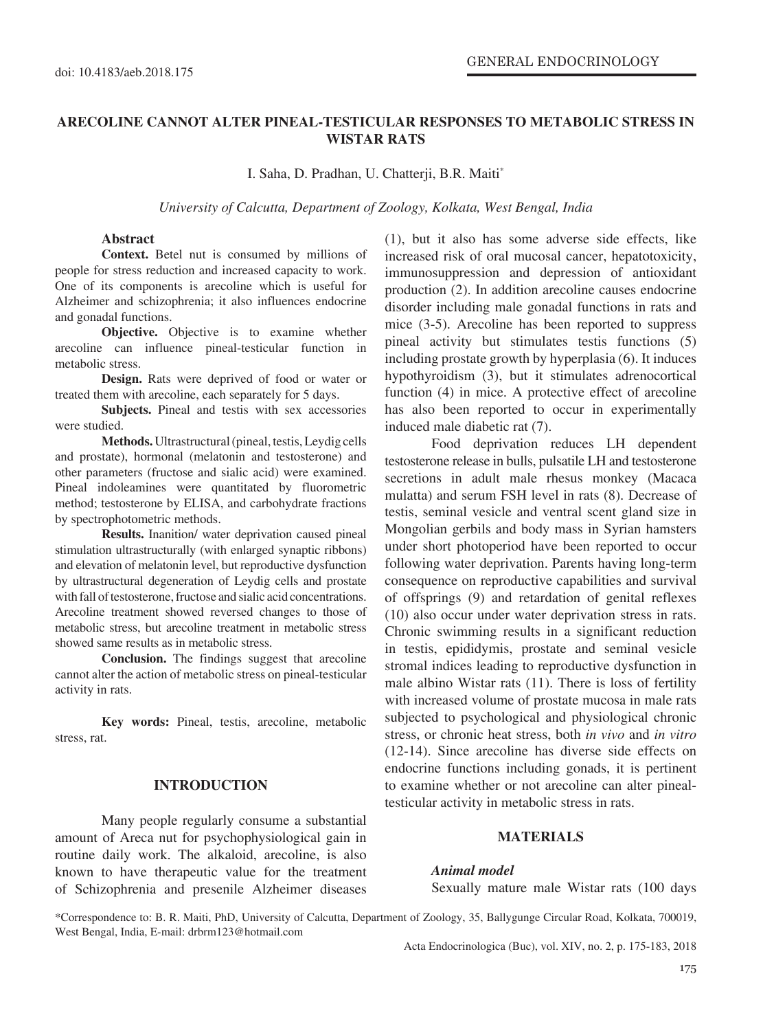doi: 10.4183/aeb.2018.175

GENERAL ENDOCRINOLOGY

# ARECOLINE CANNOT ALTER PINEAL-TESTICULAR RESPONSES TO METABOLIC STRESS IN WISTAR RATS

I. Saha, D. Pradhan, U. Chatterji, B.R. Maiti*

*University of Calcutta, Department of Zoology, Kolkata, West Bengal, India*

### Abstract

**Context.** Betel nut is consumed by millions of people for stress reduction and increased capacity to work. One of its components is arecoline which is useful for Alzheimer and schizophrenia; it also influences endocrine and gonadal functions.

**Objective.** Objective is to examine whether arecoline can influence pineal-testicular function in metabolic stress.

**Design.** Rats were deprived of food or water or treated them with arecoline, each separately for 5 days.

**Subjects.** Pineal and testis with sex accessories were studied.

**Methods.** Ultrastructural (pineal, testis, Leydig cells and prostate), hormonal (melatonin and testosterone) and other parameters (fructose and sialic acid) were examined. Pineal indoleamines were quantitated by fluorometric method; testosterone by ELISA, and carbohydrate fractions by spectrophotometric methods.

**Results.** Inanition/ water deprivation caused pineal stimulation ultrastructurally (with enlarged synaptic ribbons) and elevation of melatonin level, but reproductive dysfunction by ultrastructural degeneration of Leydig cells and prostate with fall of testosterone, fructose and sialic acid concentrations. Arecoline treatment showed reversed changes to those of metabolic stress, but arecoline treatment in metabolic stress showed same results as in metabolic stress.

**Conclusion.** The findings suggest that arecoline cannot alter the action of metabolic stress on pineal-testicular activity in rats.

**Key words:** Pineal, testis, arecoline, metabolic stress, rat.

## INTRODUCTION

Many people regularly consume a substantial amount of Areca nut for psychophysiological gain in routine daily work. The alkaloid, arecoline, is also known to have therapeutic value for the treatment of Schizophrenia and presenile Alzheimer diseases (1), but it also has some adverse side effects, like increased risk of oral mucosal cancer, hepatotoxicity, immunosuppression and depression of antioxidant production (2). In addition arecoline causes endocrine disorder including male gonadal functions in rats and mice (3-5). Arecoline has been reported to suppress pineal activity but stimulates testis functions (5) including prostate growth by hyperplasia (6). It induces hypothyroidism (3), but it stimulates adrenocortical function (4) in mice. A protective effect of arecoline has also been reported to occur in experimentally induced male diabetic rat (7).

Food deprivation reduces LH dependent testosterone release in bulls, pulsatile LH and testosterone secretions in adult male rhesus monkey (Macaca mulatta) and serum FSH level in rats (8). Decrease of testis, seminal vesicle and ventral scent gland size in Mongolian gerbils and body mass in Syrian hamsters under short photoperiod have been reported to occur following water deprivation. Parents having long-term consequence on reproductive capabilities and survival of offsprings (9) and retardation of genital reflexes (10) also occur under water deprivation stress in rats. Chronic swimming results in a significant reduction in testis, epididymis, prostate and seminal vesicle stromal indices leading to reproductive dysfunction in male albino Wistar rats (11). There is loss of fertility with increased volume of prostate mucosa in male rats subjected to psychological and physiological chronic stress, or chronic heat stress, both *in vivo* and *in vitro* (12-14). Since arecoline has diverse side effects on endocrine functions including gonads, it is pertinent to examine whether or not arecoline can alter pineal-testicular activity in metabolic stress in rats.

## MATERIALS

### *Animal model*

Sexually mature male Wistar rats (100 days

*Correspondence to: B. R. Maiti, PhD, University of Calcutta, Department of Zoology, 35, Ballygunge Circular Road, Kolkata, 700019, West Bengal, India, E-mail: drbrm123@hotmail.com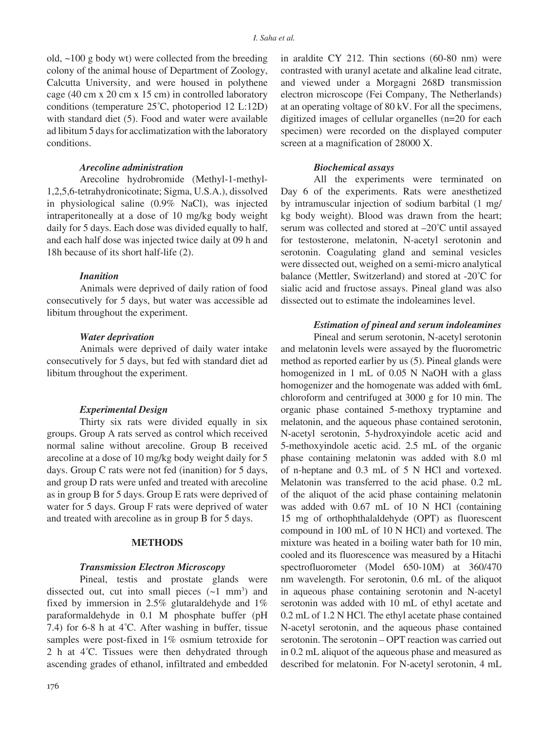old, ~100 g body wt) were collected from the breeding colony of the animal house of Department of Zoology, Calcutta University, and were housed in polythene cage (40 cm x 20 cm x 15 cm) in controlled laboratory conditions (temperature 25˚C, photoperiod 12 L:12D) with standard diet (5). Food and water were available ad libitum 5 days for acclimatization with the laboratory conditions.

### *Arecoline administration*

Arecoline hydrobromide (Methyl-1-methyl-1,2,5,6-tetrahydronicotinate; Sigma, U.S.A.), dissolved in physiological saline (0.9% NaCl), was injected intraperitoneally at a dose of 10 mg/kg body weight daily for 5 days. Each dose was divided equally to half, and each half dose was injected twice daily at 09 h and 18h because of its short half-life (2).

### *Inanition*

Animals were deprived of daily ration of food consecutively for 5 days, but water was accessible ad libitum throughout the experiment.

### *Water deprivation*

Animals were deprived of daily water intake consecutively for 5 days, but fed with standard diet ad libitum throughout the experiment.

### *Experimental Design*

Thirty six rats were divided equally in six groups. Group A rats served as control which received normal saline without arecoline. Group B received arecoline at a dose of 10 mg/kg body weight daily for 5 days. Group C rats were not fed (inanition) for 5 days, and group D rats were unfed and treated with arecoline as in group B for 5 days. Group E rats were deprived of water for 5 days. Group F rats were deprived of water and treated with arecoline as in group B for 5 days.

## METHODS

### *Transmission Electron Microscopy*

Pineal, testis and prostate glands were dissected out, cut into small pieces (~1 mm$^3$) and fixed by immersion in 2.5% glutaraldehyde and 1% paraformaldehyde in 0.1 M phosphate buffer (pH 7.4) for 6-8 h at 4˚C. After washing in buffer, tissue samples were post-fixed in 1% osmium tetroxide for 2 h at 4˚C. Tissues were then dehydrated through ascending grades of ethanol, infiltrated and embedded in araldite CY 212. Thin sections (60-80 nm) were contrasted with uranyl acetate and alkaline lead citrate, and viewed under a Morgagni 268D transmission electron microscope (Fei Company, The Netherlands) at an operating voltage of 80 kV. For all the specimens, digitized images of cellular organelles (n=20 for each specimen) were recorded on the displayed computer screen at a magnification of 28000 X.

### *Biochemical assays*

All the experiments were terminated on Day 6 of the experiments. Rats were anesthetized by intramuscular injection of sodium barbital (1 mg/kg body weight). Blood was drawn from the heart; serum was collected and stored at –20˚C until assayed for testosterone, melatonin, N-acetyl serotonin and serotonin. Coagulating gland and seminal vesicles were dissected out, weighed on a semi-micro analytical balance (Mettler, Switzerland) and stored at -20˚C for sialic acid and fructose assays. Pineal gland was also dissected out to estimate the indoleamines level.

### *Estimation of pineal and serum indoleamines*

Pineal and serum serotonin, N-acetyl serotonin and melatonin levels were assayed by the fluorometric method as reported earlier by us (5). Pineal glands were homogenized in 1 mL of 0.05 N NaOH with a glass homogenizer and the homogenate was added with 6mL chloroform and centrifuged at 3000 g for 10 min. The organic phase contained 5-methoxy tryptamine and melatonin, and the aqueous phase contained serotonin, N-acetyl serotonin, 5-hydroxyindole acetic acid and 5-methoxyindole acetic acid. 2.5 mL of the organic phase containing melatonin was added with 8.0 ml of n-heptane and 0.3 mL of 5 N HCl and vortexed. Melatonin was transferred to the acid phase. 0.2 mL of the aliquot of the acid phase containing melatonin was added with 0.67 mL of 10 N HCl (containing 15 mg of orthophthalaldehyde (OPT) as fluorescent compound in 100 mL of 10 N HCl) and vortexed. The mixture was heated in a boiling water bath for 10 min, cooled and its fluorescence was measured by a Hitachi spectrofluorometer (Model 650-10M) at 360/470 nm wavelength. For serotonin, 0.6 mL of the aliquot in aqueous phase containing serotonin and N-acetyl serotonin was added with 10 mL of ethyl acetate and 0.2 mL of 1.2 N HCl. The ethyl acetate phase contained N-acetyl serotonin, and the aqueous phase contained serotonin. The serotonin – OPT reaction was carried out in 0.2 mL aliquot of the aqueous phase and measured as described for melatonin. For N-acetyl serotonin, 4 mL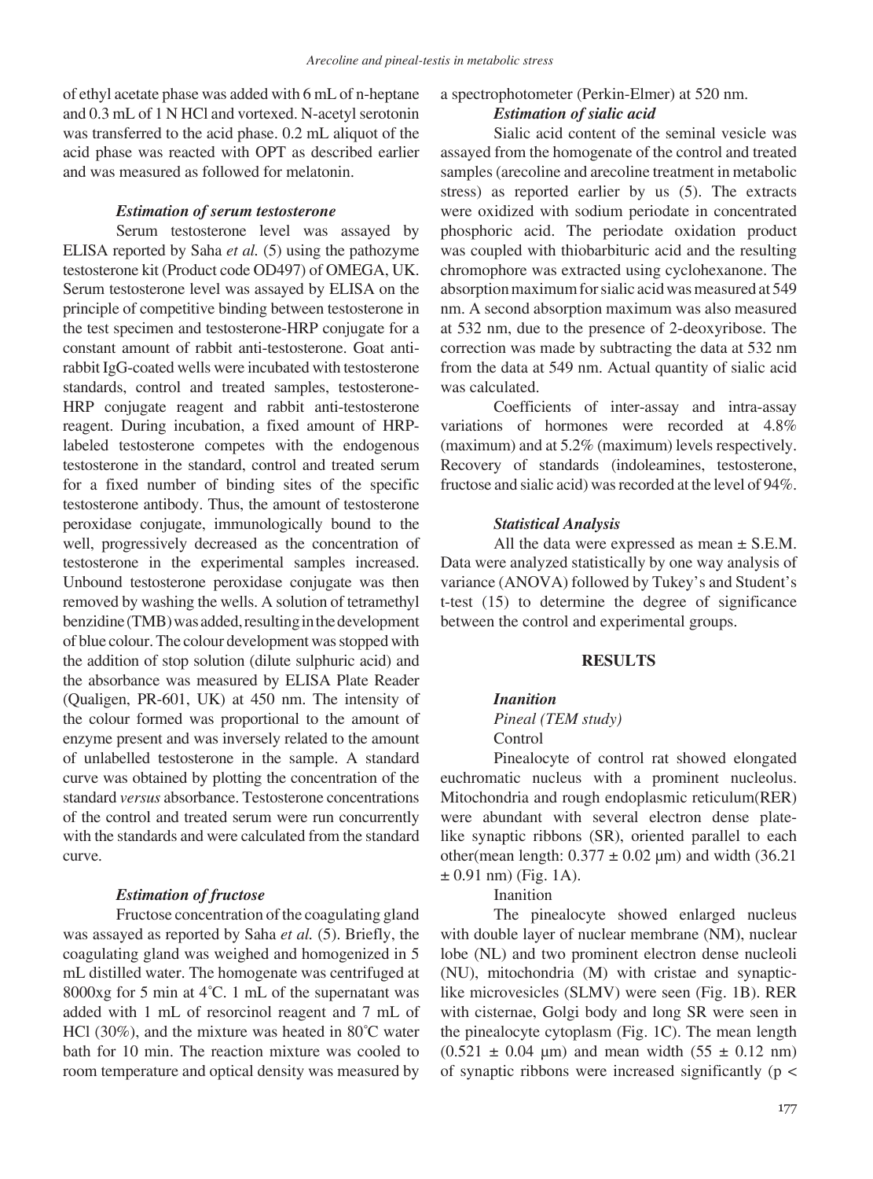of ethyl acetate phase was added with 6 mL of n-heptane and 0.3 mL of 1 N HCl and vortexed. N-acetyl serotonin was transferred to the acid phase. 0.2 mL aliquot of the acid phase was reacted with OPT as described earlier and was measured as followed for melatonin.

### *Estimation of serum testosterone*

Serum testosterone level was assayed by ELISA reported by Saha *et al.* (5) using the pathozyme testosterone kit (Product code OD497) of OMEGA, UK. Serum testosterone level was assayed by ELISA on the principle of competitive binding between testosterone in the test specimen and testosterone-HRP conjugate for a constant amount of rabbit anti-testosterone. Goat anti-rabbit IgG-coated wells were incubated with testosterone standards, control and treated samples, testosterone-HRP conjugate reagent and rabbit anti-testosterone reagent. During incubation, a fixed amount of HRP-labeled testosterone competes with the endogenous testosterone in the standard, control and treated serum for a fixed number of binding sites of the specific testosterone antibody. Thus, the amount of testosterone peroxidase conjugate, immunologically bound to the well, progressively decreased as the concentration of testosterone in the experimental samples increased. Unbound testosterone peroxidase conjugate was then removed by washing the wells. A solution of tetramethyl benzidine (TMB) was added, resulting in the development of blue colour. The colour development was stopped with the addition of stop solution (dilute sulphuric acid) and the absorbance was measured by ELISA Plate Reader (Qualigen, PR-601, UK) at 450 nm. The intensity of the colour formed was proportional to the amount of enzyme present and was inversely related to the amount of unlabelled testosterone in the sample. A standard curve was obtained by plotting the concentration of the standard *versus* absorbance. Testosterone concentrations of the control and treated serum were run concurrently with the standards and were calculated from the standard curve.

### *Estimation of fructose*

Fructose concentration of the coagulating gland was assayed as reported by Saha *et al.* (5). Briefly, the coagulating gland was weighed and homogenized in 5 mL distilled water. The homogenate was centrifuged at 8000xg for 5 min at 4˚C. 1 mL of the supernatant was added with 1 mL of resorcinol reagent and 7 mL of HCl (30%), and the mixture was heated in 80˚C water bath for 10 min. The reaction mixture was cooled to room temperature and optical density was measured by a spectrophotometer (Perkin-Elmer) at 520 nm.

### *Estimation of sialic acid*

Sialic acid content of the seminal vesicle was assayed from the homogenate of the control and treated samples (arecoline and arecoline treatment in metabolic stress) as reported earlier by us (5). The extracts were oxidized with sodium periodate in concentrated phosphoric acid. The periodate oxidation product was coupled with thiobarbituric acid and the resulting chromophore was extracted using cyclohexanone. The absorption maximum for sialic acid was measured at 549 nm. A second absorption maximum was also measured at 532 nm, due to the presence of 2-deoxyribose. The correction was made by subtracting the data at 532 nm from the data at 549 nm. Actual quantity of sialic acid was calculated.

Coefficients of inter-assay and intra-assay variations of hormones were recorded at 4.8% (maximum) and at 5.2% (maximum) levels respectively. Recovery of standards (indoleamines, testosterone, fructose and sialic acid) was recorded at the level of 94%.

### *Statistical Analysis*

All the data were expressed as mean ± S.E.M. Data were analyzed statistically by one way analysis of variance (ANOVA) followed by Tukey's and Student's t-test (15) to determine the degree of significance between the control and experimental groups.

## RESULTS

### *Inanition*

*Pineal (TEM study)*

Control

Pinealocyte of control rat showed elongated euchromatic nucleus with a prominent nucleolus. Mitochondria and rough endoplasmic reticulum(RER) were abundant with several electron dense plate-like synaptic ribbons (SR), oriented parallel to each other(mean length: 0.377 ± 0.02 µm) and width (36.21 ± 0.91 nm) (Fig. 1A).

Inanition

The pinealocyte showed enlarged nucleus with double layer of nuclear membrane (NM), nuclear lobe (NL) and two prominent electron dense nucleoli (NU), mitochondria (M) with cristae and synaptic-like microvesicles (SLMV) were seen (Fig. 1B). RER with cisternae, Golgi body and long SR were seen in the pinealocyte cytoplasm (Fig. 1C). The mean length (0.521 ± 0.04 µm) and mean width (55 ± 0.12 nm) of synaptic ribbons were increased significantly ($p <$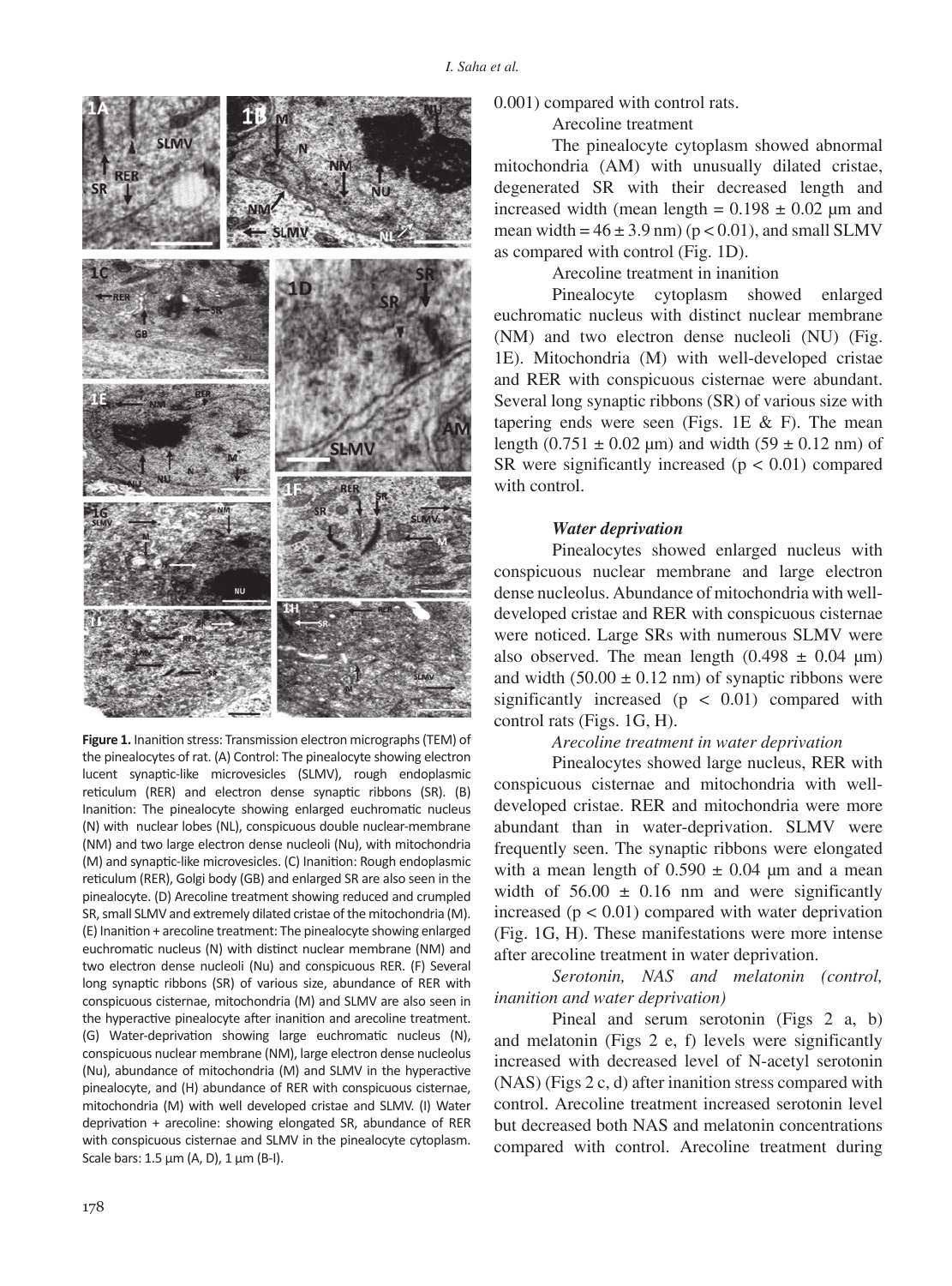**Figure 1.** Inanition stress: Transmission electron micrographs (TEM) of the pinealocytes of rat. (A) Control: The pinealocyte showing electron lucent synaptic-like microvesicles (SLMV), rough endoplasmic reticulum (RER) and electron dense synaptic ribbons (SR). (B) Inanition: The pinealocyte showing enlarged euchromatic nucleus (N) with nuclear lobes (NL), conspicuous double nuclear-membrane (NM) and two large electron dense nucleoli (Nu), with mitochondria (M) and synaptic-like microvesicles. (C) Inanition: Rough endoplasmic reticulum (RER), Golgi body (GB) and enlarged SR are also seen in the pinealocyte. (D) Arecoline treatment showing reduced and crumpled SR, small SLMV and extremely dilated cristae of the mitochondria (M). (E) Inanition + arecoline treatment: The pinealocyte showing enlarged euchromatic nucleus (N) with distinct nuclear membrane (NM) and two electron dense nucleoli (Nu) and conspicuous RER. (F) Several long synaptic ribbons (SR) of various size, abundance of RER with conspicuous cisternae, mitochondria (M) and SLMV are also seen in the hyperactive pinealocyte after inanition and arecoline treatment. (G) Water-deprivation showing large euchromatic nucleus (N), conspicuous nuclear membrane (NM), large electron dense nucleolus (Nu), abundance of mitochondria (M) and SLMV in the hyperactive pinealocyte, and (H) abundance of RER with conspicuous cisternae, mitochondria (M) with well developed cristae and SLMV. (I) Water deprivation + arecoline: showing elongated SR, abundance of RER with conspicuous cisternae and SLMV in the pinealocyte cytoplasm. Scale bars: 1.5 µm (A, D), 1 µm (B-I).

0.001) compared with control rats.

Arecoline treatment

The pinealocyte cytoplasm showed abnormal mitochondria (AM) with unusually dilated cristae, degenerated SR with their decreased length and increased width (mean length = $0.198 \pm 0.02$ µm and mean width = $46 \pm 3.9$ nm) ($p < 0.01$), and small SLMV as compared with control (Fig. 1D).

Arecoline treatment in inanition

Pinealocyte cytoplasm showed enlarged euchromatic nucleus with distinct nuclear membrane (NM) and two electron dense nucleoli (NU) (Fig. 1E). Mitochondria (M) with well-developed cristae and RER with conspicuous cisternae were abundant. Several long synaptic ribbons (SR) of various size with tapering ends were seen (Figs. 1E & F). The mean length ($0.751 \pm 0.02$ µm) and width ($59 \pm 0.12$ nm) of SR were significantly increased ($p < 0.01$) compared with control.

***Water deprivation***

Pinealocytes showed enlarged nucleus with conspicuous nuclear membrane and large electron dense nucleolus. Abundance of mitochondria with well-developed cristae and RER with conspicuous cisternae were noticed. Large SRs with numerous SLMV were also observed. The mean length ($0.498 \pm 0.04$ µm) and width ($50.00 \pm 0.12$ nm) of synaptic ribbons were significantly increased ($p < 0.01$) compared with control rats (Figs. 1G, H).

*Arecoline treatment in water deprivation*

Pinealocytes showed large nucleus, RER with conspicuous cisternae and mitochondria with well-developed cristae. RER and mitochondria were more abundant than in water-deprivation. SLMV were frequently seen. The synaptic ribbons were elongated with a mean length of $0.590 \pm 0.04$ µm and a mean width of $56.00 \pm 0.16$ nm and were significantly increased ($p < 0.01$) compared with water deprivation (Fig. 1G, H). These manifestations were more intense after arecoline treatment in water deprivation.

*Serotonin, NAS and melatonin (control, inanition and water deprivation)*

Pineal and serum serotonin (Figs 2 a, b) and melatonin (Figs 2 e, f) levels were significantly increased with decreased level of N-acetyl serotonin (NAS) (Figs 2 c, d) after inanition stress compared with control. Arecoline treatment increased serotonin level but decreased both NAS and melatonin concentrations compared with control. Arecoline treatment during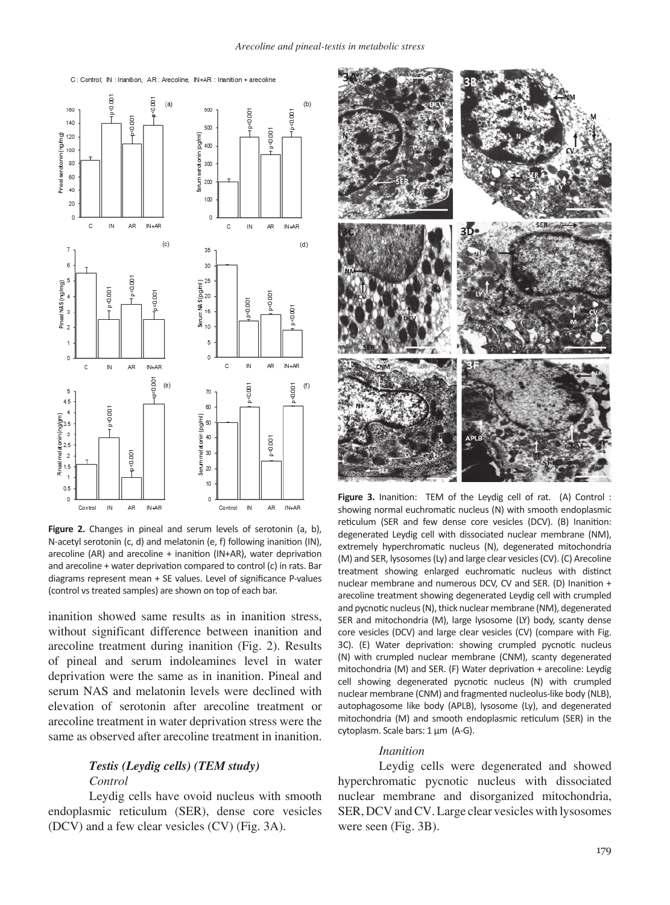C : Control; IN : Inanition, AR : Arecoline, IN+AR : Inanition + arecoline

**Figure 2.** Changes in pineal and serum levels of serotonin (a, b), N-acetyl serotonin (c, d) and melatonin (e, f) following inanition (IN), arecoline (AR) and arecoline + inanition (IN+AR), water deprivation and arecoline + water deprivation compared to control (c) in rats. Bar diagrams represent mean + SE values. Level of significance P-values (control vs treated samples) are shown on top of each bar.

inanition showed same results as in inanition stress, without significant difference between inanition and arecoline treatment during inanition (Fig. 2). Results of pineal and serum indoleamines level in water deprivation were the same as in inanition. Pineal and serum NAS and melatonin levels were declined with elevation of serotonin after arecoline treatment or arecoline treatment in water deprivation stress were the same as observed after arecoline treatment in inanition.

### *Testis (Leydig cells) (TEM study)*

*Control*

Leydig cells have ovoid nucleus with smooth endoplasmic reticulum (SER), dense core vesicles (DCV) and a few clear vesicles (CV) (Fig. 3A).

**Figure 3.** Inanition: TEM of the Leydig cell of rat. (A) Control : showing normal euchromatic nucleus (N) with smooth endoplasmic reticulum (SER and few dense core vesicles (DCV). (B) Inanition: degenerated Leydig cell with dissociated nuclear membrane (NM), extremely hyperchromatic nucleus (N), degenerated mitochondria (M) and SER, lysosomes (Ly) and large clear vesicles (CV). (C) Arecoline treatment showing enlarged euchromatic nucleus with distinct nuclear membrane and numerous DCV, CV and SER. (D) Inanition + arecoline treatment showing degenerated Leydig cell with crumpled and pycnotic nucleus (N), thick nuclear membrane (NM), degenerated SER and mitochondria (M), large lysosome (LY) body, scanty dense core vesicles (DCV) and large clear vesicles (CV) (compare with Fig. 3C). (E) Water deprivation: showing crumpled pycnotic nucleus (N) with crumpled nuclear membrane (CNM), scanty degenerated mitochondria (M) and SER. (F) Water deprivation + arecoline: Leydig cell showing degenerated pycnotic nucleus (N) with crumpled nuclear membrane (CNM) and fragmented nucleolus-like body (NLB), autophagosome like body (APLB), lysosome (Ly), and degenerated mitochondria (M) and smooth endoplasmic reticulum (SER) in the cytoplasm. Scale bars: 1 µm (A-G).

*Inanition*

Leydig cells were degenerated and showed hyperchromatic pycnotic nucleus with dissociated nuclear membrane and disorganized mitochondria, SER, DCV and CV. Large clear vesicles with lysosomes were seen (Fig. 3B).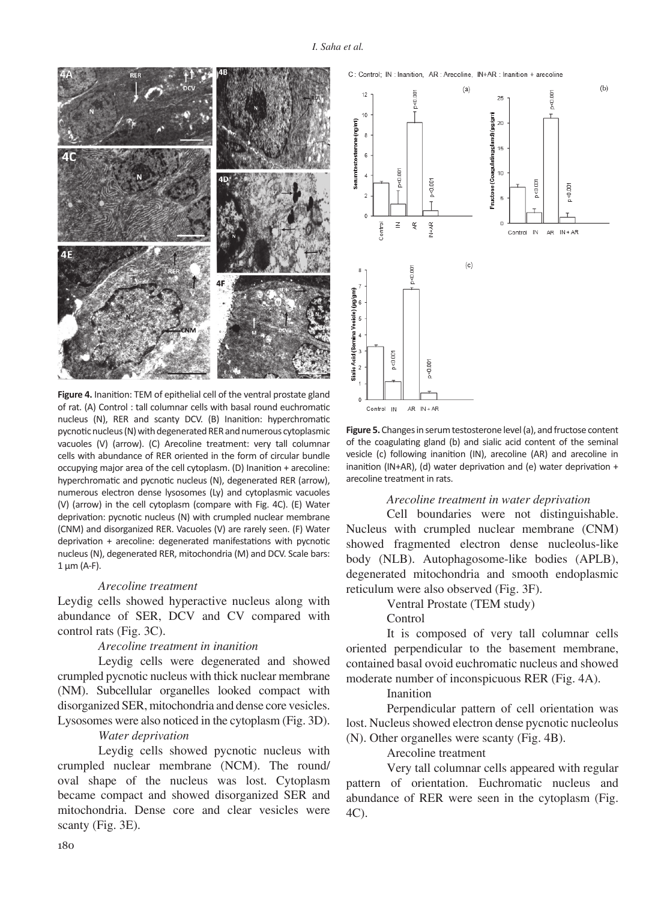**Figure 4.** Inanition: TEM of epithelial cell of the ventral prostate gland of rat. (A) Control : tall columnar cells with basal round euchromatic nucleus (N), RER and scanty DCV. (B) Inanition: hyperchromatic pycnotic nucleus (N) with degenerated RER and numerous cytoplasmic vacuoles (V) (arrow). (C) Arecoline treatment: very tall columnar cells with abundance of RER oriented in the form of circular bundle occupying major area of the cell cytoplasm. (D) Inanition + arecoline: hyperchromatic and pycnotic nucleus (N), degenerated RER (arrow), numerous electron dense lysosomes (Ly) and cytoplasmic vacuoles (V) (arrow) in the cell cytoplasm (compare with Fig. 4C). (E) Water deprivation: pycnotic nucleus (N) with crumpled nuclear membrane (CNM) and disorganized RER. Vacuoles (V) are rarely seen. (F) Water deprivation + arecoline: degenerated manifestations with pycnotic nucleus (N), degenerated RER, mitochondria (M) and DCV. Scale bars: 1 µm (A-F).

*Arecoline treatment*

Leydig cells showed hyperactive nucleus along with abundance of SER, DCV and CV compared with control rats (Fig. 3C).

*Arecoline treatment in inanition*

Leydig cells were degenerated and showed crumpled pycnotic nucleus with thick nuclear membrane (NM). Subcellular organelles looked compact with disorganized SER, mitochondria and dense core vesicles. Lysosomes were also noticed in the cytoplasm (Fig. 3D).

*Water deprivation*

Leydig cells showed pycnotic nucleus with crumpled nuclear membrane (NCM). The round/oval shape of the nucleus was lost. Cytoplasm became compact and showed disorganized SER and mitochondria. Dense core and clear vesicles were scanty (Fig. 3E).

C: Control; IN : Inanition, AR : Arecoline, IN+AR : Inanition + arecoline

**Figure 5.** Changes in serum testosterone level (a), and fructose content of the coagulating gland (b) and sialic acid content of the seminal vesicle (c) following inanition (IN), arecoline (AR) and arecoline in inanition (IN+AR), (d) water deprivation and (e) water deprivation + arecoline treatment in rats.

*Arecoline treatment in water deprivation*

Cell boundaries were not distinguishable. Nucleus with crumpled nuclear membrane (CNM) showed fragmented electron dense nucleolus-like body (NLB). Autophagosome-like bodies (APLB), degenerated mitochondria and smooth endoplasmic reticulum were also observed (Fig. 3F).

Ventral Prostate (TEM study)

Control

It is composed of very tall columnar cells oriented perpendicular to the basement membrane, contained basal ovoid euchromatic nucleus and showed moderate number of inconspicuous RER (Fig. 4A).

Inanition

Perpendicular pattern of cell orientation was lost. Nucleus showed electron dense pycnotic nucleolus (N). Other organelles were scanty (Fig. 4B).

Arecoline treatment

Very tall columnar cells appeared with regular pattern of orientation. Euchromatic nucleus and abundance of RER were seen in the cytoplasm (Fig. 4C).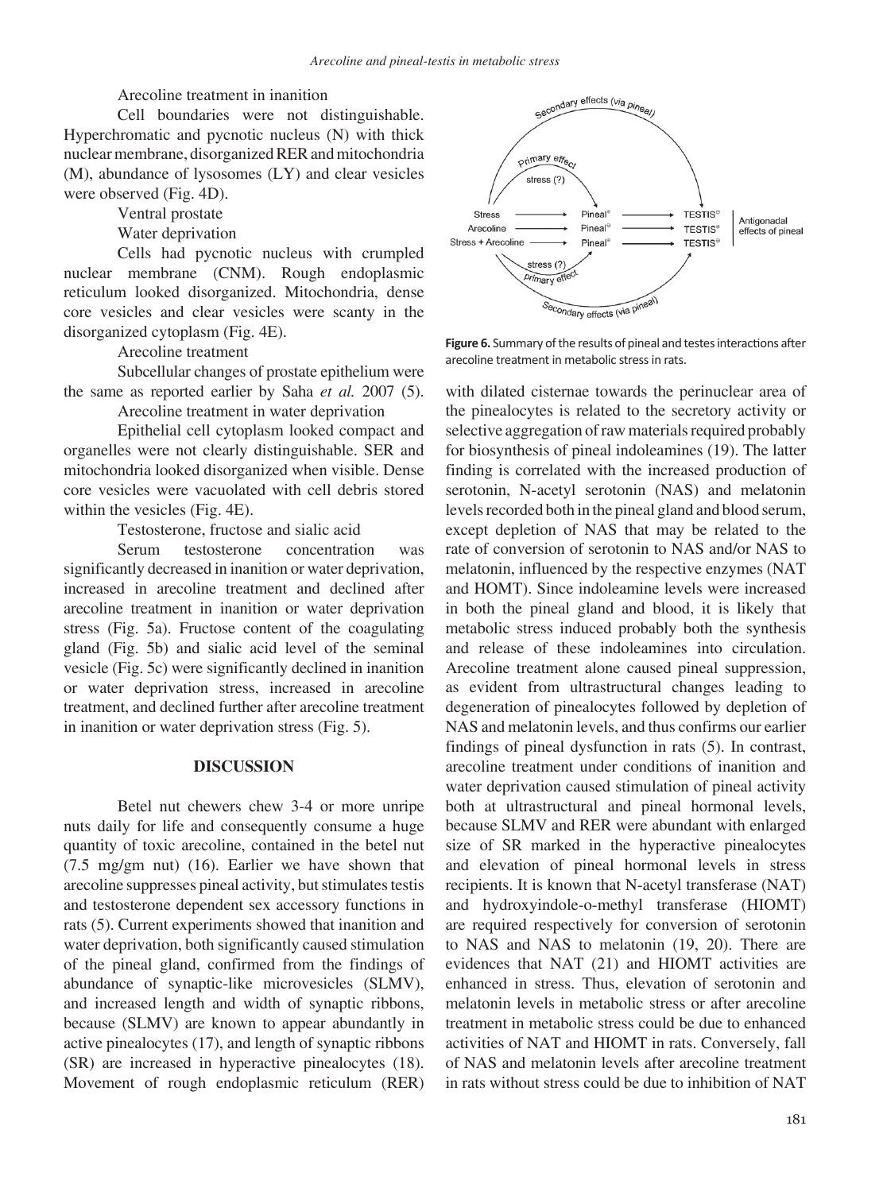Arecoline treatment in inanition

Cell boundaries were not distinguishable. Hyperchromatic and pycnotic nucleus (N) with thick nuclear membrane, disorganized RER and mitochondria (M), abundance of lysosomes (LY) and clear vesicles were observed (Fig. 4D).

Ventral prostate

Water deprivation

Cells had pycnotic nucleus with crumpled nuclear membrane (CNM). Rough endoplasmic reticulum looked disorganized. Mitochondria, dense core vesicles and clear vesicles were scanty in the disorganized cytoplasm (Fig. 4E).

Arecoline treatment

Subcellular changes of prostate epithelium were the same as reported earlier by Saha *et al.* 2007 (5).

Arecoline treatment in water deprivation

Epithelial cell cytoplasm looked compact and organelles were not clearly distinguishable. SER and mitochondria looked disorganized when visible. Dense core vesicles were vacuolated with cell debris stored within the vesicles (Fig. 4E).

Testosterone, fructose and sialic acid

Serum testosterone concentration was significantly decreased in inanition or water deprivation, increased in arecoline treatment and declined after arecoline treatment in inanition or water deprivation stress (Fig. 5a). Fructose content of the coagulating gland (Fig. 5b) and sialic acid level of the seminal vesicle (Fig. 5c) were significantly declined in inanition or water deprivation stress, increased in arecoline treatment, and declined further after arecoline treatment in inanition or water deprivation stress (Fig. 5).

## DISCUSSION

Betel nut chewers chew 3-4 or more unripe nuts daily for life and consequently consume a huge quantity of toxic arecoline, contained in the betel nut (7.5 mg/gm nut) (16). Earlier we have shown that arecoline suppresses pineal activity, but stimulates testis and testosterone dependent sex accessory functions in rats (5). Current experiments showed that inanition and water deprivation, both significantly caused stimulation of the pineal gland, confirmed from the findings of abundance of synaptic-like microvesicles (SLMV), and increased length and width of synaptic ribbons, because (SLMV) are known to appear abundantly in active pinealocytes (17), and length of synaptic ribbons (SR) are increased in hyperactive pinealocytes (18). Movement of rough endoplasmic reticulum (RER) with dilated cisternae towards the perinuclear area of the pinealocytes is related to the secretory activity or selective aggregation of raw materials required probably for biosynthesis of pineal indoleamines (19). The latter finding is correlated with the increased production of serotonin, N-acetyl serotonin (NAS) and melatonin levels recorded both in the pineal gland and blood serum, except depletion of NAS that may be related to the rate of conversion of serotonin to NAS and/or NAS to melatonin, influenced by the respective enzymes (NAT and HOMT). Since indoleamine levels were increased in both the pineal gland and blood, it is likely that metabolic stress induced probably both the synthesis and release of these indoleamines into circulation. Arecoline treatment alone caused pineal suppression, as evident from ultrastructural changes leading to degeneration of pinealocytes followed by depletion of NAS and melatonin levels, and thus confirms our earlier findings of pineal dysfunction in rats (5). In contrast, arecoline treatment under conditions of inanition and water deprivation caused stimulation of pineal activity both at ultrastructural and pineal hormonal levels, because SLMV and RER were abundant with enlarged size of SR marked in the hyperactive pinealocytes and elevation of pineal hormonal levels in stress recipients. It is known that N-acetyl transferase (NAT) and hydroxyindole-o-methyl transferase (HIOMT) are required respectively for conversion of serotonin to NAS and NAS to melatonin (19, 20). There are evidences that NAT (21) and HIOMT activities are enhanced in stress. Thus, elevation of serotonin and melatonin levels in metabolic stress or after arecoline treatment in metabolic stress could be due to enhanced activities of NAT and HIOMT in rats. Conversely, fall of NAS and melatonin levels after arecoline treatment in rats without stress could be due to inhibition of NAT

**Figure 6.** Summary of the results of pineal and testes interactions after arecoline treatment in metabolic stress in rats.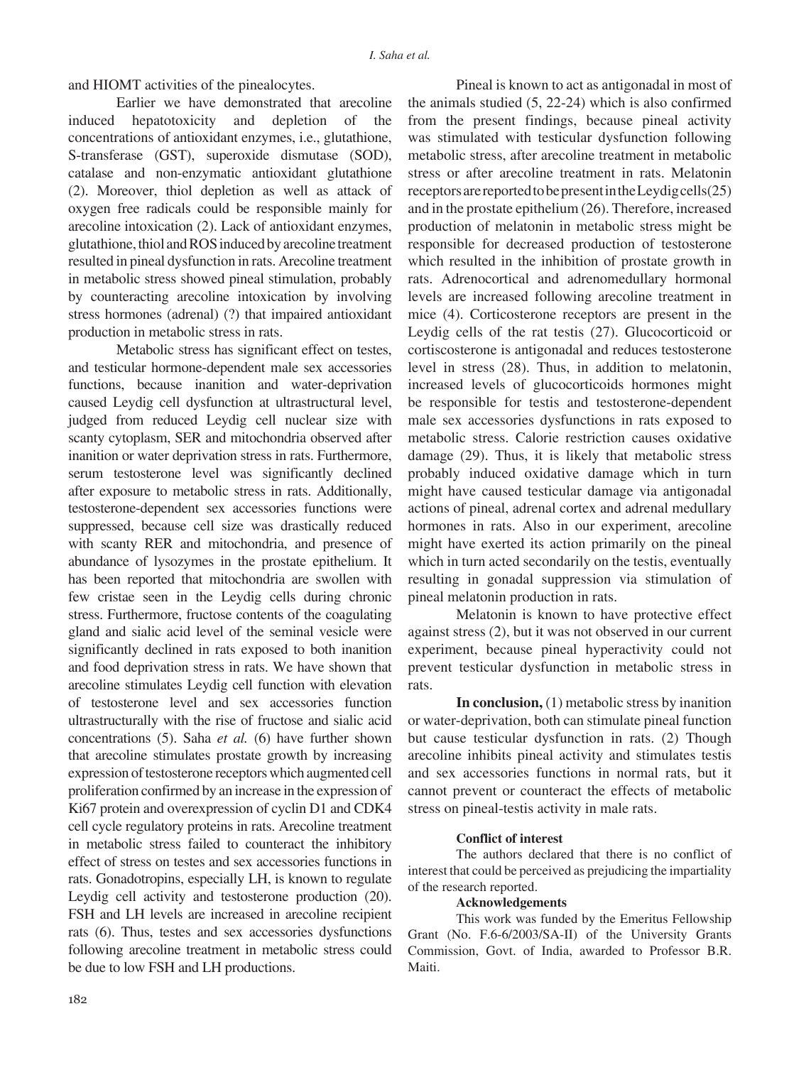and HIOMT activities of the pinealocytes.

Earlier we have demonstrated that arecoline induced hepatotoxicity and depletion of the concentrations of antioxidant enzymes, i.e., glutathione, S-transferase (GST), superoxide dismutase (SOD), catalase and non-enzymatic antioxidant glutathione (2). Moreover, thiol depletion as well as attack of oxygen free radicals could be responsible mainly for arecoline intoxication (2). Lack of antioxidant enzymes, glutathione, thiol and ROS induced by arecoline treatment resulted in pineal dysfunction in rats. Arecoline treatment in metabolic stress showed pineal stimulation, probably by counteracting arecoline intoxication by involving stress hormones (adrenal) (?) that impaired antioxidant production in metabolic stress in rats.

Metabolic stress has significant effect on testes, and testicular hormone-dependent male sex accessories functions, because inanition and water-deprivation caused Leydig cell dysfunction at ultrastructural level, judged from reduced Leydig cell nuclear size with scanty cytoplasm, SER and mitochondria observed after inanition or water deprivation stress in rats. Furthermore, serum testosterone level was significantly declined after exposure to metabolic stress in rats. Additionally, testosterone-dependent sex accessories functions were suppressed, because cell size was drastically reduced with scanty RER and mitochondria, and presence of abundance of lysozymes in the prostate epithelium. It has been reported that mitochondria are swollen with few cristae seen in the Leydig cells during chronic stress. Furthermore, fructose contents of the coagulating gland and sialic acid level of the seminal vesicle were significantly declined in rats exposed to both inanition and food deprivation stress in rats. We have shown that arecoline stimulates Leydig cell function with elevation of testosterone level and sex accessories function ultrastructurally with the rise of fructose and sialic acid concentrations (5). Saha *et al.* (6) have further shown that arecoline stimulates prostate growth by increasing expression of testosterone receptors which augmented cell proliferation confirmed by an increase in the expression of Ki67 protein and overexpression of cyclin D1 and CDK4 cell cycle regulatory proteins in rats. Arecoline treatment in metabolic stress failed to counteract the inhibitory effect of stress on testes and sex accessories functions in rats. Gonadotropins, especially LH, is known to regulate Leydig cell activity and testosterone production (20). FSH and LH levels are increased in arecoline recipient rats (6). Thus, testes and sex accessories dysfunctions following arecoline treatment in metabolic stress could be due to low FSH and LH productions.

Pineal is known to act as antigonadal in most of the animals studied (5, 22-24) which is also confirmed from the present findings, because pineal activity was stimulated with testicular dysfunction following metabolic stress, after arecoline treatment in metabolic stress or after arecoline treatment in rats. Melatonin receptors are reported to be present in the Leydig cells(25) and in the prostate epithelium (26). Therefore, increased production of melatonin in metabolic stress might be responsible for decreased production of testosterone which resulted in the inhibition of prostate growth in rats. Adrenocortical and adrenomedullary hormonal levels are increased following arecoline treatment in mice (4). Corticosterone receptors are present in the Leydig cells of the rat testis (27). Glucocorticoid or cortiscosterone is antigonadal and reduces testosterone level in stress (28). Thus, in addition to melatonin, increased levels of glucocorticoids hormones might be responsible for testis and testosterone-dependent male sex accessories dysfunctions in rats exposed to metabolic stress. Calorie restriction causes oxidative damage (29). Thus, it is likely that metabolic stress probably induced oxidative damage which in turn might have caused testicular damage via antigonadal actions of pineal, adrenal cortex and adrenal medullary hormones in rats. Also in our experiment, arecoline might have exerted its action primarily on the pineal which in turn acted secondarily on the testis, eventually resulting in gonadal suppression via stimulation of pineal melatonin production in rats.

Melatonin is known to have protective effect against stress (2), but it was not observed in our current experiment, because pineal hyperactivity could not prevent testicular dysfunction in metabolic stress in rats.

**In conclusion,** (1) metabolic stress by inanition or water-deprivation, both can stimulate pineal function but cause testicular dysfunction in rats. (2) Though arecoline inhibits pineal activity and stimulates testis and sex accessories functions in normal rats, but it cannot prevent or counteract the effects of metabolic stress on pineal-testis activity in male rats.

**Conflict of interest**

The authors declared that there is no conflict of interest that could be perceived as prejudicing the impartiality of the research reported.

**Acknowledgements**

This work was funded by the Emeritus Fellowship Grant (No. F.6-6/2003/SA-II) of the University Grants Commission, Govt. of India, awarded to Professor B.R. Maiti.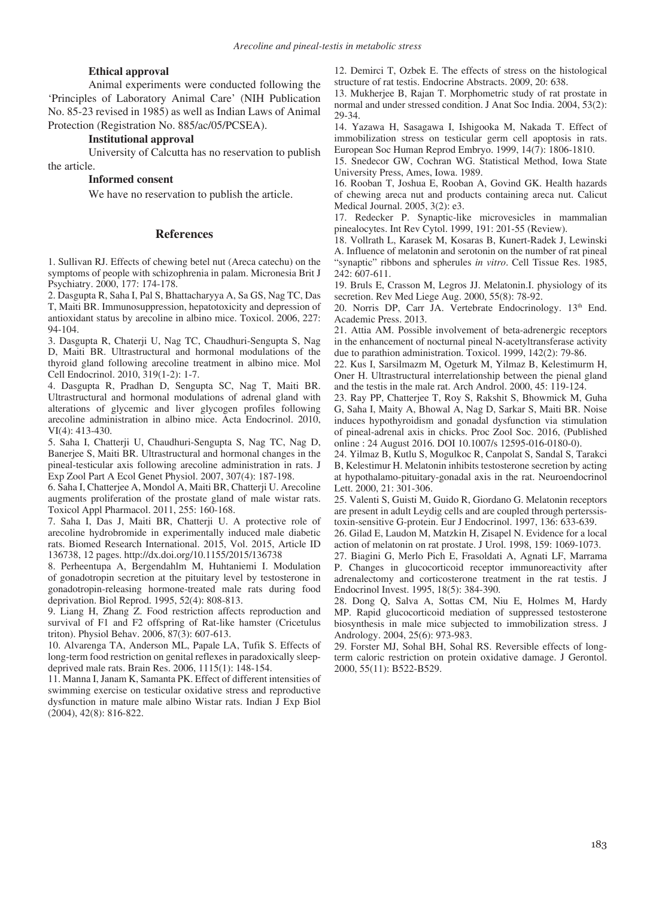#### Ethical approval

Animal experiments were conducted following the 'Principles of Laboratory Animal Care' (NIH Publication No. 85-23 revised in 1985) as well as Indian Laws of Animal Protection (Registration No. 885/ac/05/PCSEA).

#### Institutional approval

University of Calcutta has no reservation to publish the article.

#### Informed consent

We have no reservation to publish the article.

## References

1. Sullivan RJ. Effects of chewing betel nut (Areca catechu) on the symptoms of people with schizophrenia in palam. Micronesia Brit J Psychiatry. 2000, 177: 174-178.
2. Dasgupta R, Saha I, Pal S, Bhattacharyya A, Sa GS, Nag TC, Das T, Maiti BR. Immunosuppression, hepatotoxicity and depression of antioxidant status by arecoline in albino mice. Toxicol. 2006, 227: 94-104.
3. Dasgupta R, Chaterji U, Nag TC, Chaudhuri-Sengupta S, Nag D, Maiti BR. Ultrastructural and hormonal modulations of the thyroid gland following arecoline treatment in albino mice. Mol Cell Endocrinol. 2010, 319(1-2): 1-7.
4. Dasgupta R, Pradhan D, Sengupta SC, Nag T, Maiti BR. Ultrastructural and hormonal modulations of adrenal gland with alterations of glycemic and liver glycogen profiles following arecoline administration in albino mice. Acta Endocrinol. 2010, VI(4): 413-430.
5. Saha I, Chatterji U, Chaudhuri-Sengupta S, Nag TC, Nag D, Banerjee S, Maiti BR. Ultrastructural and hormonal changes in the pineal-testicular axis following arecoline administration in rats. J Exp Zool Part A Ecol Genet Physiol. 2007, 307(4): 187-198.
6. Saha I, Chatterjee A, Mondol A, Maiti BR, Chatterji U. Arecoline augments proliferation of the prostate gland of male wistar rats. Toxicol Appl Pharmacol. 2011, 255: 160-168.
7. Saha I, Das J, Maiti BR, Chatterji U. A protective role of arecoline hydrobromide in experimentally induced male diabetic rats. Biomed Research International. 2015, Vol. 2015, Article ID 136738, 12 pages. http://dx.doi.org/10.1155/2015/136738
8. Perheentupa A, Bergendahlm M, Huhtaniemi I. Modulation of gonadotropin secretion at the pituitary level by testosterone in gonadotropin-releasing hormone-treated male rats during food deprivation. Biol Reprod. 1995, 52(4): 808-813.
9. Liang H, Zhang Z. Food restriction affects reproduction and survival of F1 and F2 offspring of Rat-like hamster (Cricetulus triton). Physiol Behav. 2006, 87(3): 607-613.
10. Alvarenga TA, Anderson ML, Papale LA, Tufik S. Effects of long-term food restriction on genital reflexes in paradoxically sleep-deprived male rats. Brain Res. 2006, 1115(1): 148-154.
11. Manna I, Janam K, Samanta PK. Effect of different intensities of swimming exercise on testicular oxidative stress and reproductive dysfunction in mature male albino Wistar rats. Indian J Exp Biol (2004), 42(8): 816-822.
12. Demirci T, Ozbek E. The effects of stress on the histological structure of rat testis. Endocrine Abstracts. 2009, 20: 638.
13. Mukherjee B, Rajan T. Morphometric study of rat prostate in normal and under stressed condition. J Anat Soc India. 2004, 53(2): 29-34.
14. Yazawa H, Sasagawa I, Ishigooka M, Nakada T. Effect of immobilization stress on testicular germ cell apoptosis in rats. European Soc Human Reprod Embryo. 1999, 14(7): 1806-1810.
15. Snedecor GW, Cochran WG. Statistical Method, Iowa State University Press, Ames, Iowa. 1989.
16. Rooban T, Joshua E, Rooban A, Govind GK. Health hazards of chewing areca nut and products containing areca nut. Calicut Medical Journal. 2005, 3(2): e3.
17. Redecker P. Synaptic-like microvesicles in mammalian pinealocytes. Int Rev Cytol. 1999, 191: 201-55 (Review).
18. Vollrath L, Karasek M, Kosaras B, Kunert-Radek J, Lewinski A. Influence of melatonin and serotonin on the number of rat pineal "synaptic" ribbons and spherules *in vitro*. Cell Tissue Res. 1985, 242: 607-611.
19. Bruls E, Crasson M, Legros JJ. Melatonin.I. physiology of its secretion. Rev Med Liege Aug. 2000, 55(8): 78-92.
20. Norris DP, Carr JA. Vertebrate Endocrinology. 13th End. Academic Press. 2013.
21. Attia AM. Possible involvement of beta-adrenergic receptors in the enhancement of nocturnal pineal N-acetyltransferase activity due to parathion administration. Toxicol. 1999, 142(2): 79-86.
22. Kus I, Sarsilmazm M, Ogeturk M, Yilmaz B, Kelestimurm H, Oner H. Ultrastructural interrelationship between the pienal gland and the testis in the male rat. Arch Androl. 2000, 45: 119-124.
23. Ray PP, Chatterjee T, Roy S, Rakshit S, Bhowmick M, Guha G, Saha I, Maity A, Bhowal A, Nag D, Sarkar S, Maiti BR. Noise induces hypothyroidism and gonadal dysfunction via stimulation of pineal-adrenal axis in chicks. Proc Zool Soc. 2016, (Published online : 24 August 2016. DOI 10.1007/s 12595-016-0180-0).
24. Yilmaz B, Kutlu S, Mogulkoc R, Canpolat S, Sandal S, Tarakci B, Kelestimur H. Melatonin inhibits testosterone secretion by acting at hypothalamo-pituitary-gonadal axis in the rat. Neuroendocrinol Lett. 2000, 21: 301-306.
25. Valenti S, Guisti M, Guido R, Giordano G. Melatonin receptors are present in adult Leydig cells and are coupled through perterssis-toxin-sensitive G-protein. Eur J Endocrinol. 1997, 136: 633-639.
26. Gilad E, Laudon M, Matzkin H, Zisapel N. Evidence for a local action of melatonin on rat prostate. J Urol. 1998, 159: 1069-1073.
27. Biagini G, Merlo Pich E, Frasoldati A, Agnati LF, Marrama P. Changes in glucocorticoid receptor immunoreactivity after adrenalectomy and corticosterone treatment in the rat testis. J Endocrinol Invest. 1995, 18(5): 384-390.
28. Dong Q, Salva A, Sottas CM, Niu E, Holmes M, Hardy MP. Rapid glucocorticoid mediation of suppressed testosterone biosynthesis in male mice subjected to immobilization stress. J Andrology. 2004, 25(6): 973-983.
29. Forster MJ, Sohal BH, Sohal RS. Reversible effects of long-term caloric restriction on protein oxidative damage. J Gerontol. 2000, 55(11): B522-B529.